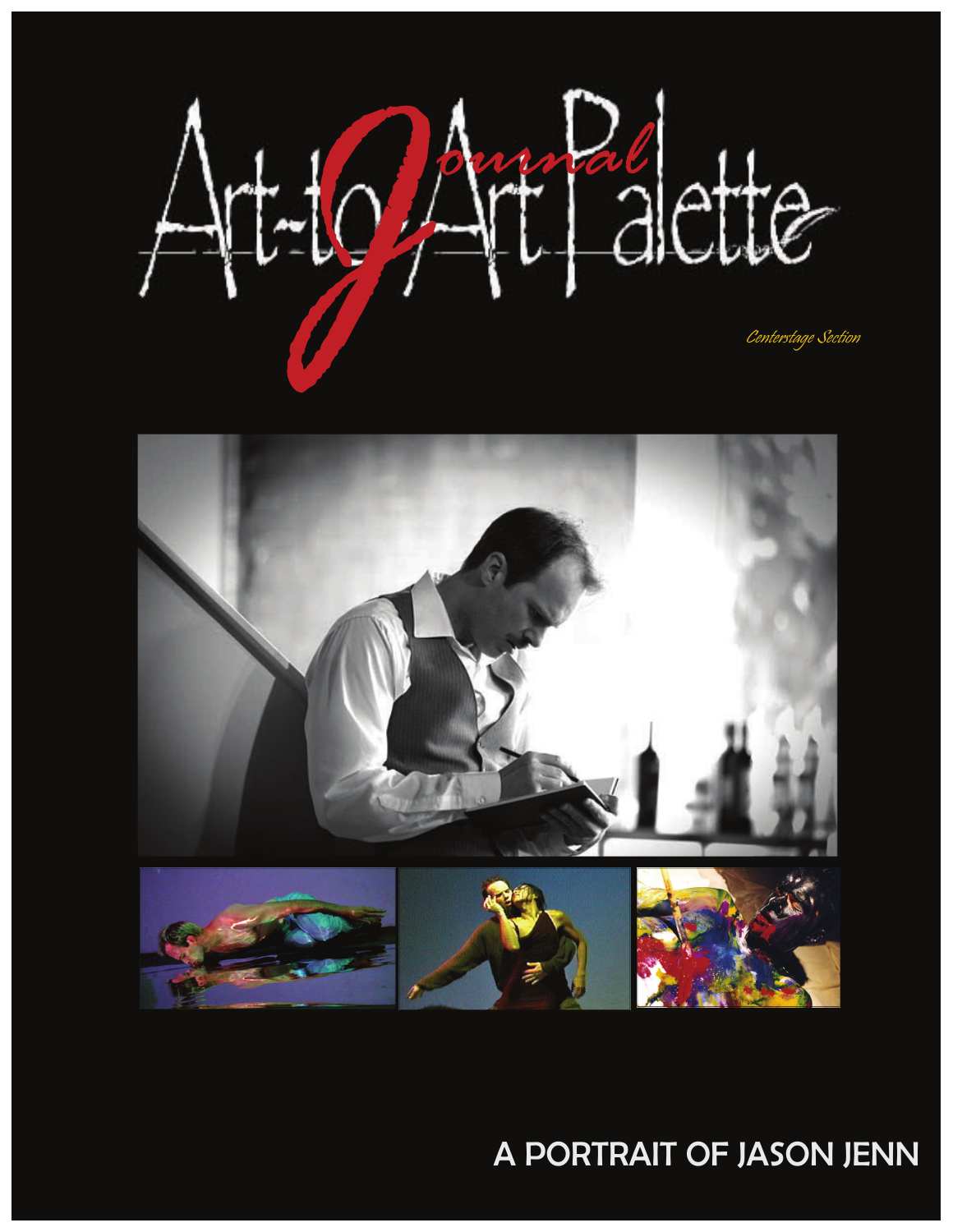# Art-to-Art Palette Journal

*Centerstage Section*

## A PORTRAIT OF JASON JENN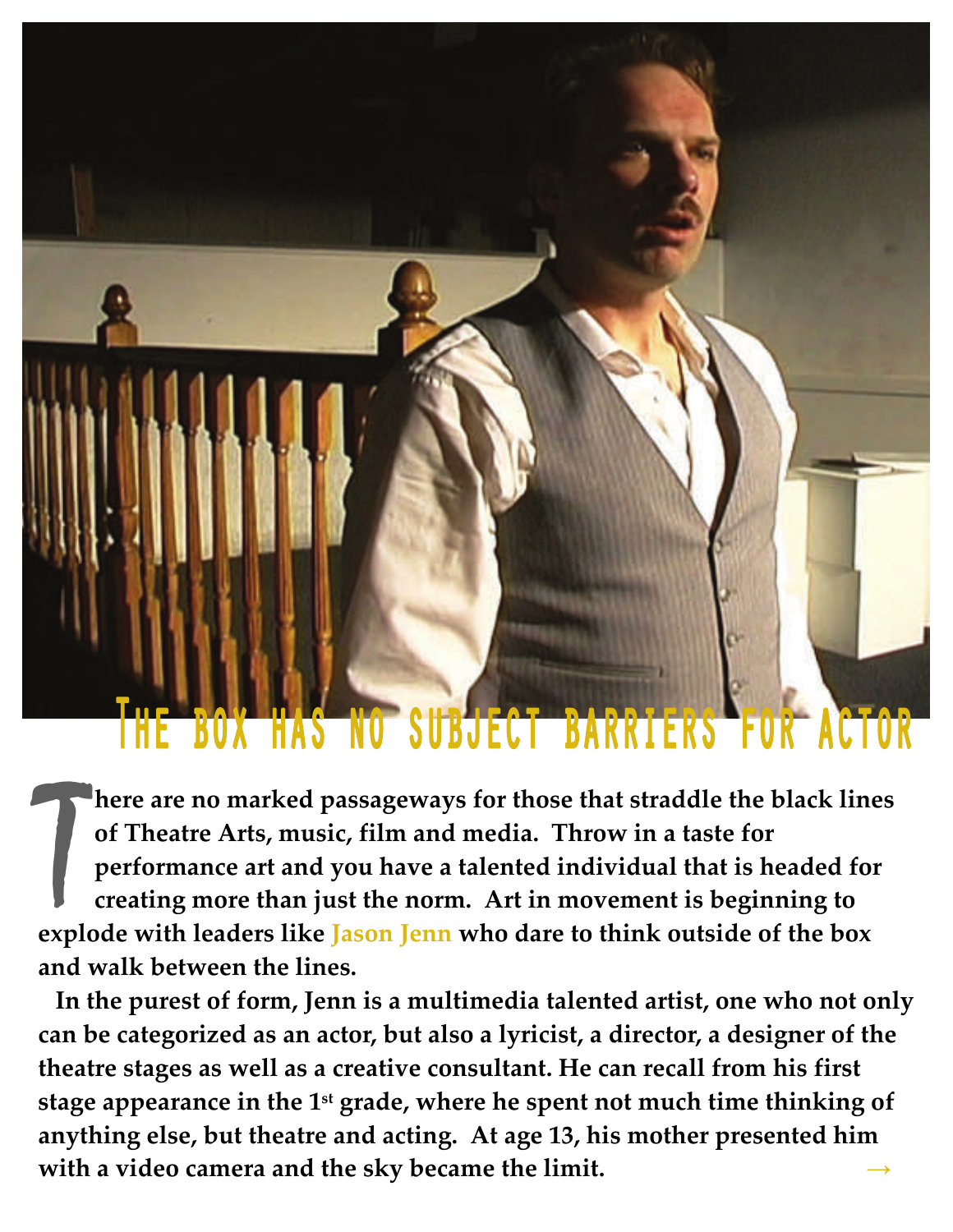# The box has no subject barriers for actor

There are no marked passageways for those that straddle the black lines of Theatre Arts, music, film and media. Throw in a taste for performance art and you have a talented individual that is headed for creating more than just the norm. Art in movement is beginning to explode with leaders like Jason Jenn who dare to think outside of the box and walk between the lines.

In the purest of form, Jenn is a multimedia talented artist, one who not only can be categorized as an actor, but also a lyricist, a director, a designer of the theatre stages as well as a creative consultant. He can recall from his first stage appearance in the 1st grade, where he spent not much time thinking of anything else, but theatre and acting. At age 13, his mother presented him with a video camera and the sky became the limit. →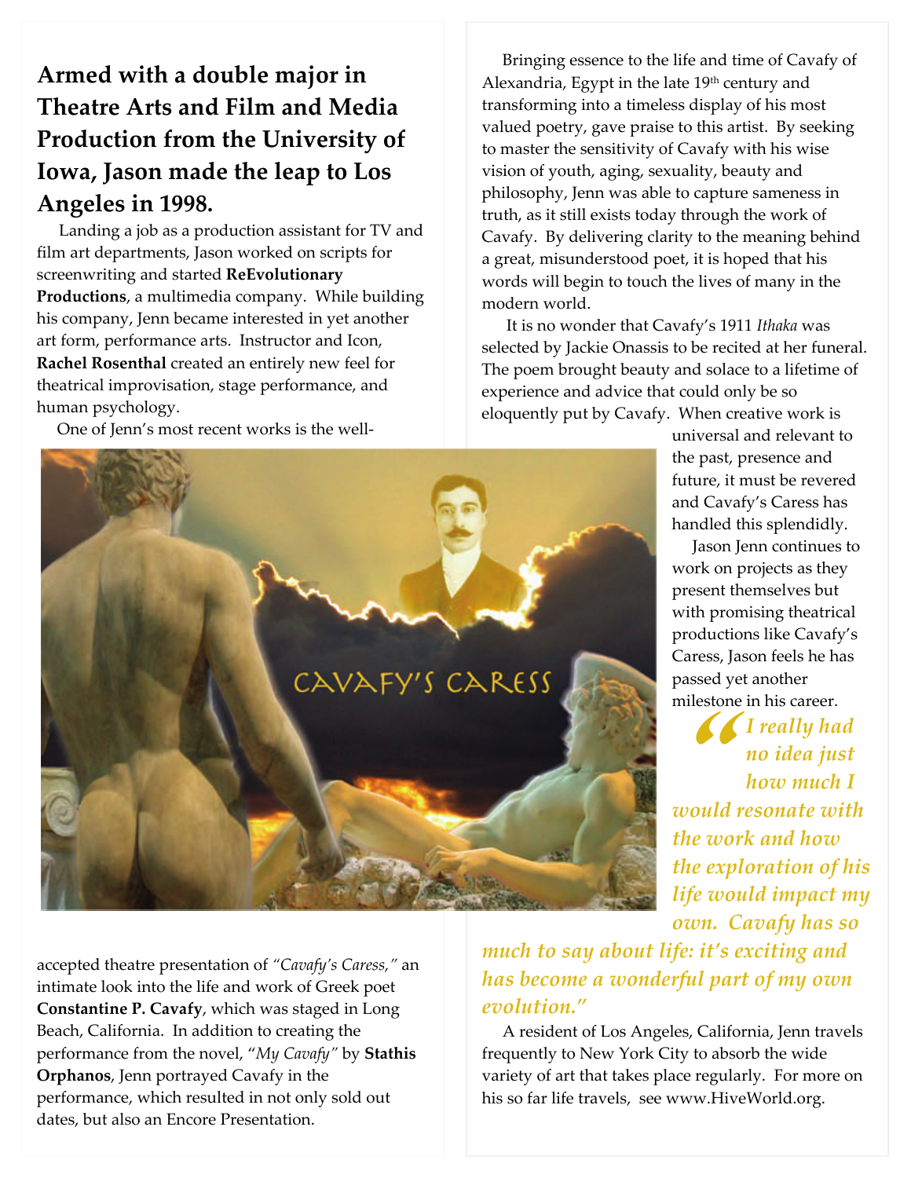## Armed with a double major in Theatre Arts and Film and Media Production from the University of Iowa, Jason made the leap to Los Angeles in 1998.

Landing a job as a production assistant for TV and film art departments, Jason worked on scripts for screenwriting and started **ReEvolutionary Productions**, a multimedia company. While building his company, Jenn became interested in yet another art form, performance arts. Instructor and Icon, **Rachel Rosenthal** created an entirely new feel for theatrical improvisation, stage performance, and human psychology.

One of Jenn's most recent works is the well-accepted theatre presentation of *"Cavafy's Caress,"* an intimate look into the life and work of Greek poet **Constantine P. Cavafy**, which was staged in Long Beach, California. In addition to creating the performance from the novel, "*My Cavafy*" by **Stathis Orphanos**, Jenn portrayed Cavafy in the performance, which resulted in not only sold out dates, but also an Encore Presentation.

Bringing essence to the life and time of Cavafy of Alexandria, Egypt in the late 19th century and transforming into a timeless display of his most valued poetry, gave praise to this artist. By seeking to master the sensitivity of Cavafy with his wise vision of youth, aging, sexuality, beauty and philosophy, Jenn was able to capture sameness in truth, as it still exists today through the work of Cavafy. By delivering clarity to the meaning behind a great, misunderstood poet, it is hoped that his words will begin to touch the lives of many in the modern world.

It is no wonder that Cavafy's 1911 *Ithaka* was selected by Jackie Onassis to be recited at her funeral. The poem brought beauty and solace to a lifetime of experience and advice that could only be so eloquently put by Cavafy. When creative work is universal and relevant to the past, presence and future, it must be revered and Cavafy's Caress has handled this splendidly.

Jason Jenn continues to work on projects as they present themselves but with promising theatrical productions like Cavafy's Caress, Jason feels he has passed yet another milestone in his career.

> *"I really had no idea just how much I would resonate with the work and how the exploration of his life would impact my own. Cavafy has so much to say about life: it's exciting and has become a wonderful part of my own evolution."*

A resident of Los Angeles, California, Jenn travels frequently to New York City to absorb the wide variety of art that takes place regularly. For more on his so far life travels, see www.HiveWorld.org.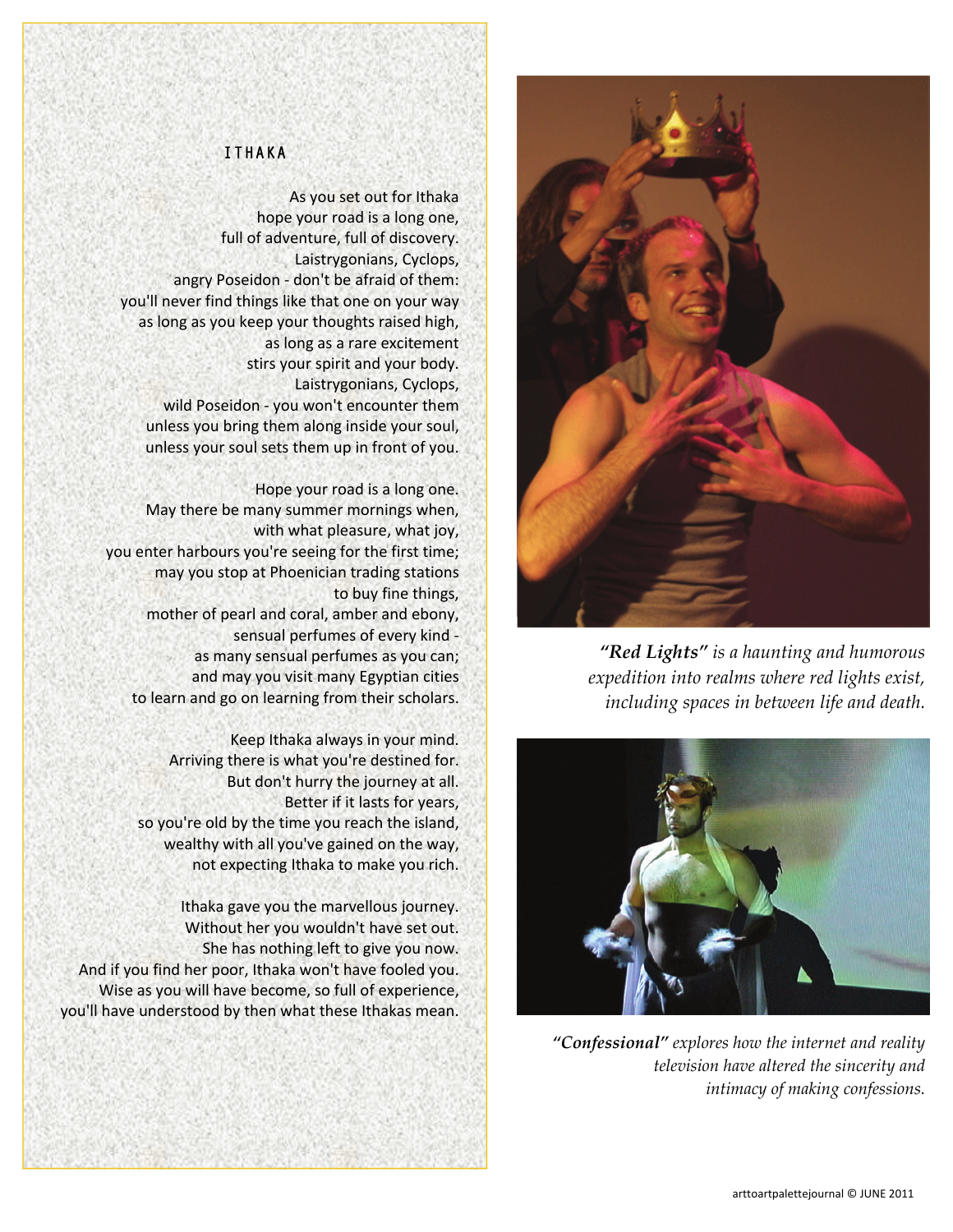## ITHAKA

As you set out for Ithaka
hope your road is a long one,
full of adventure, full of discovery.
Laistrygonians, Cyclops,
angry Poseidon - don't be afraid of them:
you'll never find things like that one on your way
as long as you keep your thoughts raised high,
as long as a rare excitement
stirs your spirit and your body.
Laistrygonians, Cyclops,
wild Poseidon - you won't encounter them
unless you bring them along inside your soul,
unless your soul sets them up in front of you.

Hope your road is a long one.
May there be many summer mornings when,
with what pleasure, what joy,
you enter harbours you're seeing for the first time;
may you stop at Phoenician trading stations
to buy fine things,
mother of pearl and coral, amber and ebony,
sensual perfumes of every kind -
as many sensual perfumes as you can;
and may you visit many Egyptian cities
to learn and go on learning from their scholars.

Keep Ithaka always in your mind.
Arriving there is what you're destined for.
But don't hurry the journey at all.
Better if it lasts for years,
so you're old by the time you reach the island,
wealthy with all you've gained on the way,
not expecting Ithaka to make you rich.

Ithaka gave you the marvellous journey.
Without her you wouldn't have set out.
She has nothing left to give you now.
And if you find her poor, Ithaka won't have fooled you.
Wise as you will have become, so full of experience,
you'll have understood by then what these Ithakas mean.

***"Red Lights"*** *is a haunting and humorous expedition into realms where red lights exist, including spaces in between life and death.*

***"Confessional"*** *explores how the internet and reality television have altered the sincerity and intimacy of making confessions.*